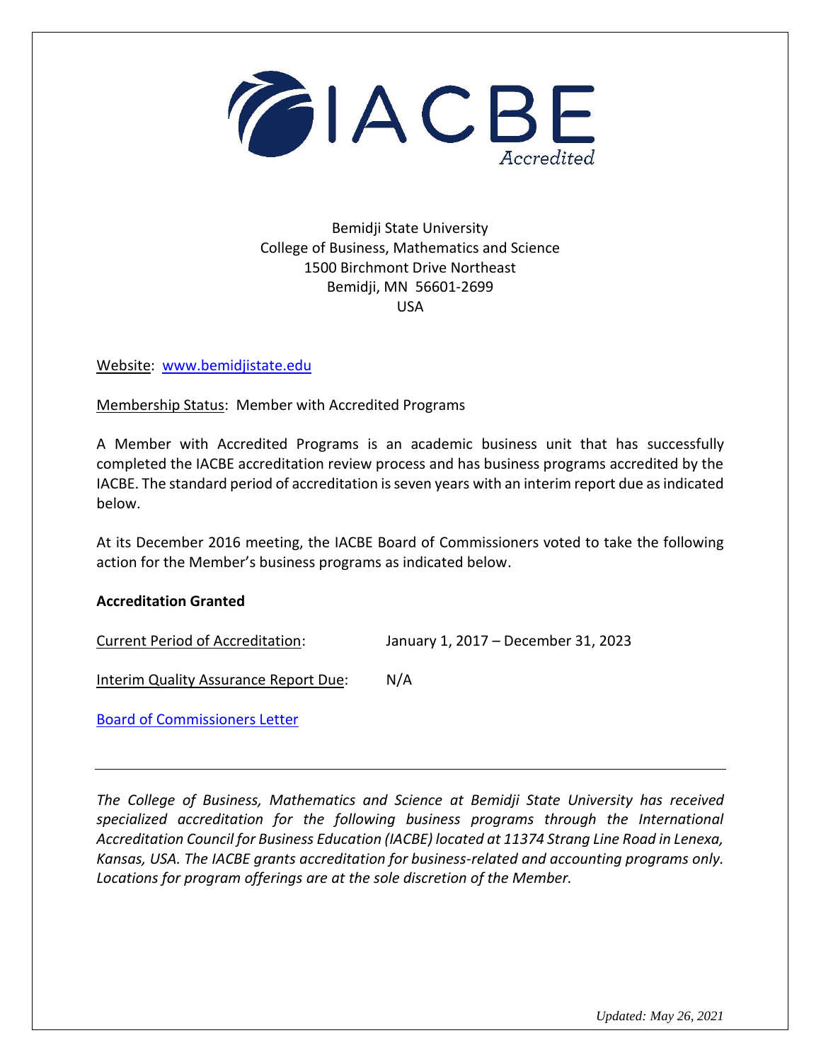IACBE Accredited

Bemidji State University
College of Business, Mathematics and Science
1500 Birchmont Drive Northeast
Bemidji, MN 56601-2699
USA

Website: [www.bemidjistate.edu](http://www.bemidjistate.edu)

Membership Status: Member with Accredited Programs

A Member with Accredited Programs is an academic business unit that has successfully completed the IACBE accreditation review process and has business programs accredited by the IACBE. The standard period of accreditation is seven years with an interim report due as indicated below.

At its December 2016 meeting, the IACBE Board of Commissioners voted to take the following action for the Member's business programs as indicated below.

**Accreditation Granted**

Current Period of Accreditation: January 1, 2017 – December 31, 2023

Interim Quality Assurance Report Due: N/A

Board of Commissioners Letter

---

*The College of Business, Mathematics and Science at Bemidji State University has received specialized accreditation for the following business programs through the International Accreditation Council for Business Education (IACBE) located at 11374 Strang Line Road in Lenexa, Kansas, USA. The IACBE grants accreditation for business-related and accounting programs only. Locations for program offerings are at the sole discretion of the Member.*

*Updated: May 26, 2021*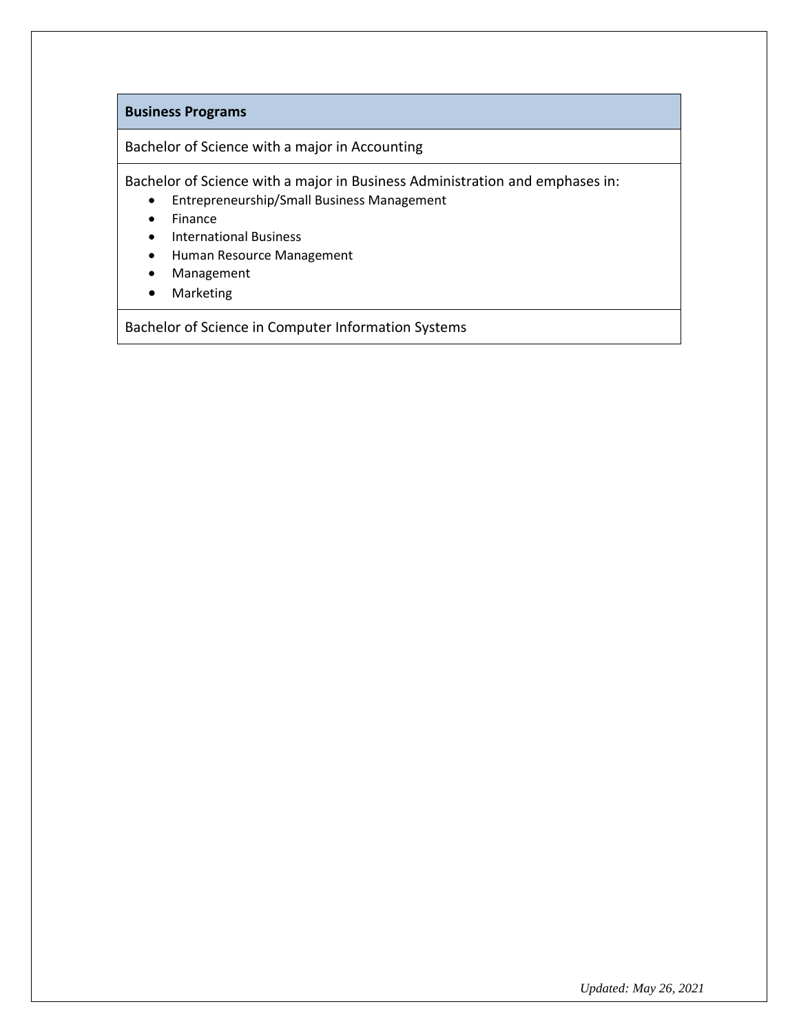| Business Programs |
| --- |
| Bachelor of Science with a major in Accounting |
| Bachelor of Science with a major in Business Administration and emphases in:<br>• Entrepreneurship/Small Business Management<br>• Finance<br>• International Business<br>• Human Resource Management<br>• Management<br>• Marketing |
| Bachelor of Science in Computer Information Systems |

*Updated: May 26, 2021*